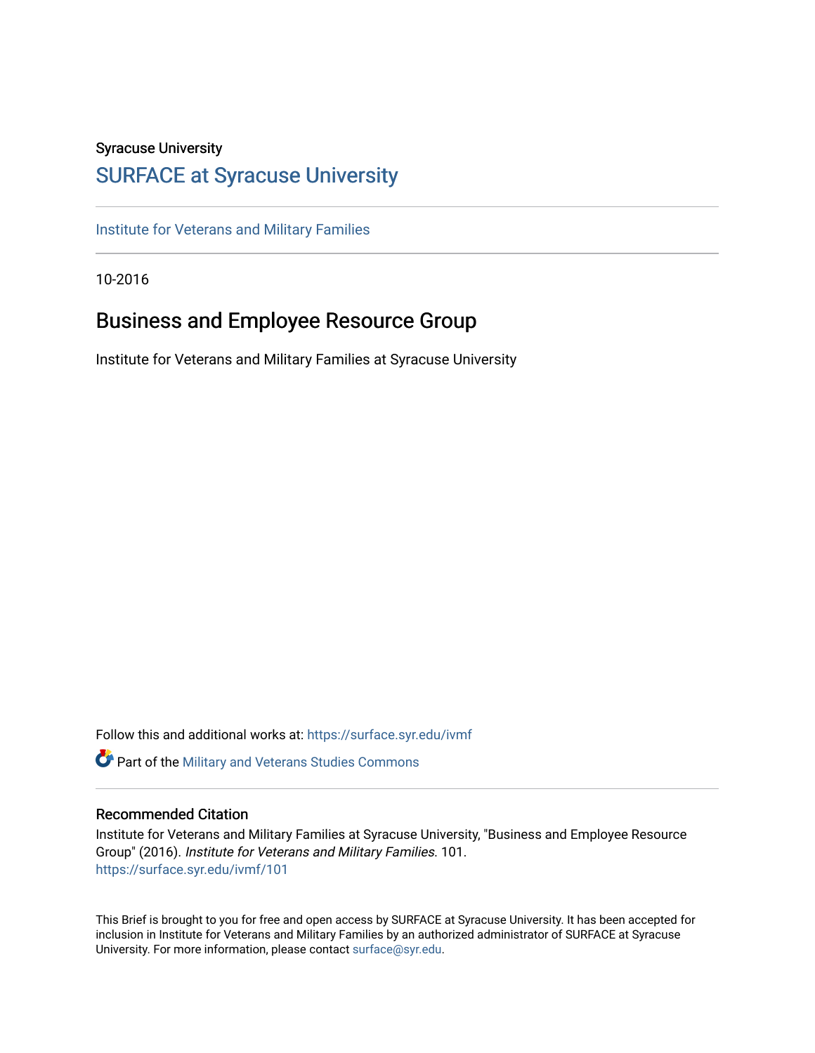Syracuse University

## SURFACE at Syracuse University

Institute for Veterans and Military Families

10-2016

# Business and Employee Resource Group

Institute for Veterans and Military Families at Syracuse University

Follow this and additional works at: https://surface.syr.edu/ivmf

Part of the Military and Veterans Studies Commons

### Recommended Citation

Institute for Veterans and Military Families at Syracuse University, "Business and Employee Resource Group" (2016). *Institute for Veterans and Military Families*. 101.
https://surface.syr.edu/ivmf/101

This Brief is brought to you for free and open access by SURFACE at Syracuse University. It has been accepted for inclusion in Institute for Veterans and Military Families by an authorized administrator of SURFACE at Syracuse University. For more information, please contact surface@syr.edu.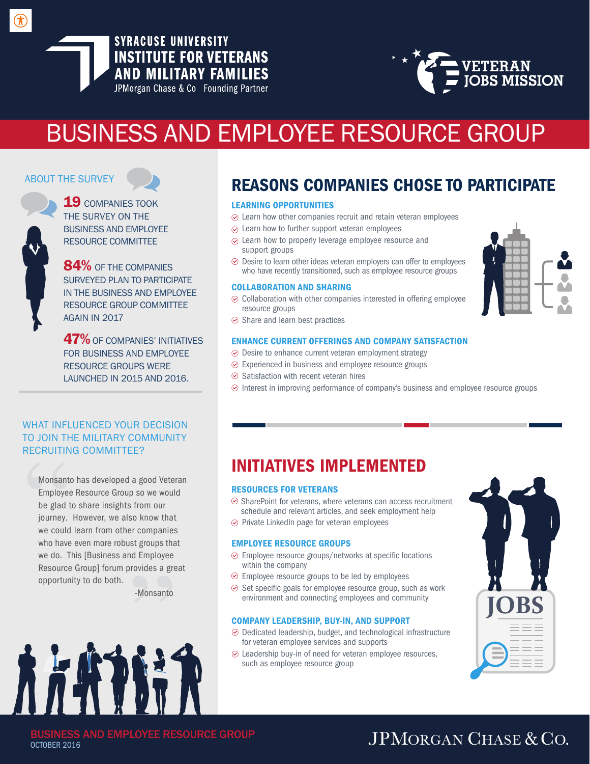SYRACUSE UNIVERSITY
INSTITUTE FOR VETERANS AND MILITARY FAMILIES
JPMorgan Chase & Co Founding Partner

VETERAN JOBS MISSION

# BUSINESS AND EMPLOYEE RESOURCE GROUP

## ABOUT THE SURVEY

**19** COMPANIES TOOK THE SURVEY ON THE BUSINESS AND EMPLOYEE RESOURCE COMMITTEE

**84%** OF THE COMPANIES SURVEYED PLAN TO PARTICIPATE IN THE BUSINESS AND EMPLOYEE RESOURCE GROUP COMMITTEE AGAIN IN 2017

**47%** OF COMPANIES' INITIATIVES FOR BUSINESS AND EMPLOYEE RESOURCE GROUPS WERE LAUNCHED IN 2015 AND 2016.

## WHAT INFLUENCED YOUR DECISION TO JOIN THE MILITARY COMMUNITY RECRUITING COMMITTEE?

> Monsanto has developed a good Veteran Employee Resource Group so we would be glad to share insights from our journey. However, we also know that we could learn from other companies who have even more robust groups that we do. This [Business and Employee Resource Group] forum provides a great opportunity to do both.
>
> -Monsanto

## REASONS COMPANIES CHOSE TO PARTICIPATE

### LEARNING OPPORTUNITIES

- Learn how other companies recruit and retain veteran employees
- Learn how to further support veteran employees
- Learn how to properly leverage employee resource and support groups
- Desire to learn other ideas veteran employers can offer to employees who have recently transitioned, such as employee resource groups

### COLLABORATION AND SHARING

- Collaboration with other companies interested in offering employee resource groups
- Share and learn best practices

### ENHANCE CURRENT OFFERINGS AND COMPANY SATISFACTION

- Desire to enhance current veteran employment strategy
- Experienced in business and employee resource groups
- Satisfaction with recent veteran hires
- Interest in improving performance of company's business and employee resource groups

## INITIATIVES IMPLEMENTED

### RESOURCES FOR VETERANS

- SharePoint for veterans, where veterans can access recruitment schedule and relevant articles, and seek employment help
- Private LinkedIn page for veteran employees

### EMPLOYEE RESOURCE GROUPS

- Employee resource groups/networks at specific locations within the company
- Employee resource groups to be led by employees
- Set specific goals for employee resource group, such as work environment and connecting employees and community

### COMPANY LEADERSHIP, BUY-IN, AND SUPPORT

- Dedicated leadership, budget, and technological infrastructure for veteran employee services and supports
- Leadership buy-in of need for veteran employee resources, such as employee resource group

BUSINESS AND EMPLOYEE RESOURCE GROUP
OCTOBER 2016

JPMORGAN CHASE & CO.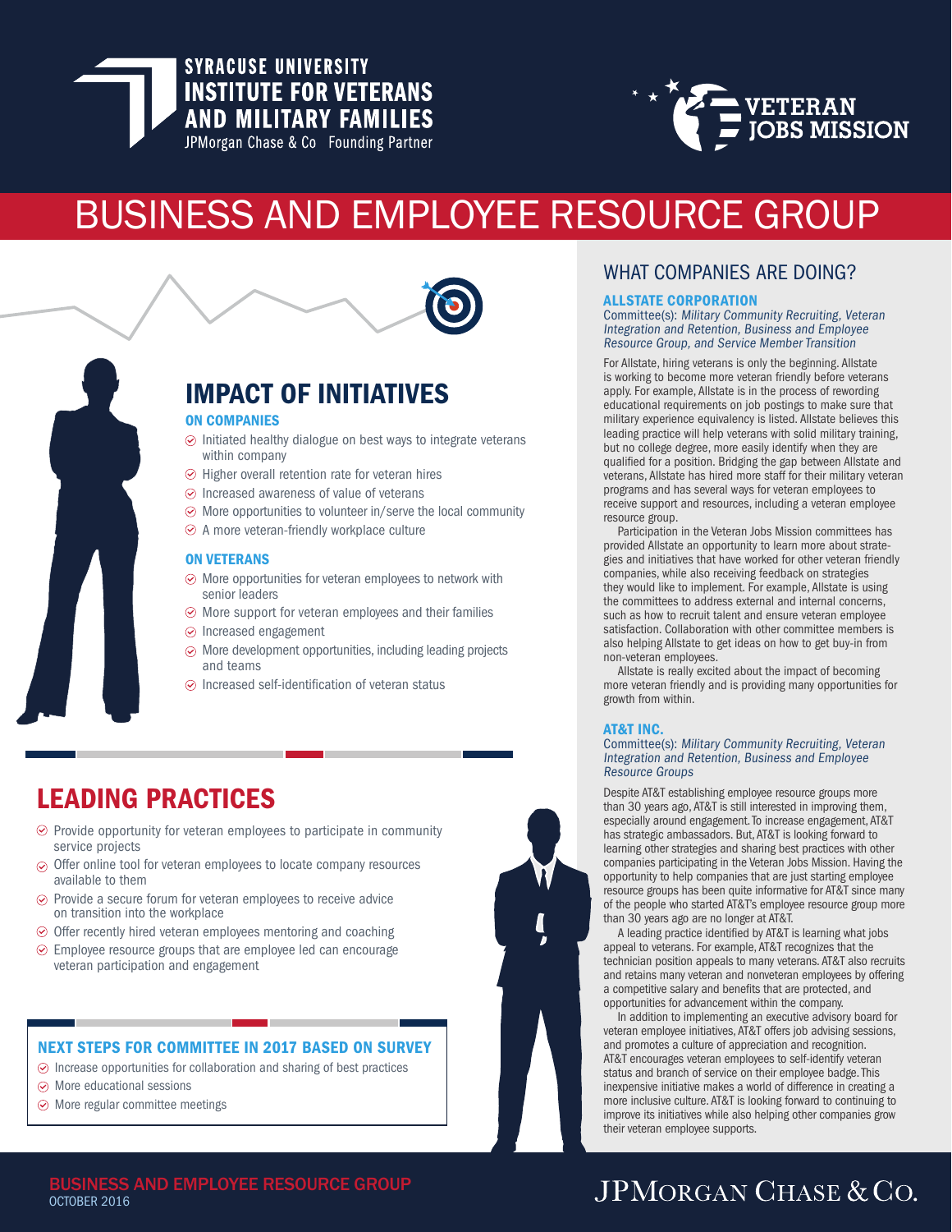# BUSINESS AND EMPLOYEE RESOURCE GROUP

## IMPACT OF INITIATIVES

### ON COMPANIES

- Initiated healthy dialogue on best ways to integrate veterans within company
- Higher overall retention rate for veteran hires
- Increased awareness of value of veterans
- More opportunities to volunteer in/serve the local community
- A more veteran-friendly workplace culture

### ON VETERANS

- More opportunities for veteran employees to network with senior leaders
- More support for veteran employees and their families
- Increased engagement
- More development opportunities, including leading projects and teams
- Increased self-identification of veteran status

## LEADING PRACTICES

- Provide opportunity for veteran employees to participate in community service projects
- Offer online tool for veteran employees to locate company resources available to them
- Provide a secure forum for veteran employees to receive advice on transition into the workplace
- Offer recently hired veteran employees mentoring and coaching
- Employee resource groups that are employee led can encourage veteran participation and engagement

### NEXT STEPS FOR COMMITTEE IN 2017 BASED ON SURVEY

- Increase opportunities for collaboration and sharing of best practices
- More educational sessions
- More regular committee meetings

## WHAT COMPANIES ARE DOING?

### ALLSTATE CORPORATION

Committee(s): *Military Community Recruiting, Veteran Integration and Retention, Business and Employee Resource Group, and Service Member Transition*

For Allstate, hiring veterans is only the beginning. Allstate is working to become more veteran friendly before veterans apply. For example, Allstate is in the process of rewording educational requirements on job postings to make sure that military experience equivalency is listed. Allstate believes this leading practice will help veterans with solid military training, but no college degree, more easily identify when they are qualified for a position. Bridging the gap between Allstate and veterans, Allstate has hired more staff for their military veteran programs and has several ways for veteran employees to receive support and resources, including a veteran employee resource group.

Participation in the Veteran Jobs Mission committees has provided Allstate an opportunity to learn more about strategies and initiatives that have worked for other veteran friendly companies, while also receiving feedback on strategies they would like to implement. For example, Allstate is using the committees to address external and internal concerns, such as how to recruit talent and ensure veteran employee satisfaction. Collaboration with other committee members is also helping Allstate to get ideas on how to get buy-in from non-veteran employees.

Allstate is really excited about the impact of becoming more veteran friendly and is providing many opportunities for growth from within.

### AT&T INC.

Committee(s): *Military Community Recruiting, Veteran Integration and Retention, Business and Employee Resource Groups*

Despite AT&T establishing employee resource groups more than 30 years ago, AT&T is still interested in improving them, especially around engagement. To increase engagement, AT&T has strategic ambassadors. But, AT&T is looking forward to learning other strategies and sharing best practices with other companies participating in the Veteran Jobs Mission. Having the opportunity to help companies that are just starting employee resource groups has been quite informative for AT&T since many of the people who started AT&T's employee resource group more than 30 years ago are no longer at AT&T.

A leading practice identified by AT&T is learning what jobs appeal to veterans. For example, AT&T recognizes that the technician position appeals to many veterans. AT&T also recruits and retains many veteran and nonveteran employees by offering a competitive salary and benefits that are protected, and opportunities for advancement within the company.

In addition to implementing an executive advisory board for veteran employee initiatives, AT&T offers job advising sessions, and promotes a culture of appreciation and recognition. AT&T encourages veteran employees to self-identify veteran status and branch of service on their employee badge. This inexpensive initiative makes a world of difference in creating a more inclusive culture. AT&T is looking forward to continuing to improve its initiatives while also helping other companies grow their veteran employee supports.